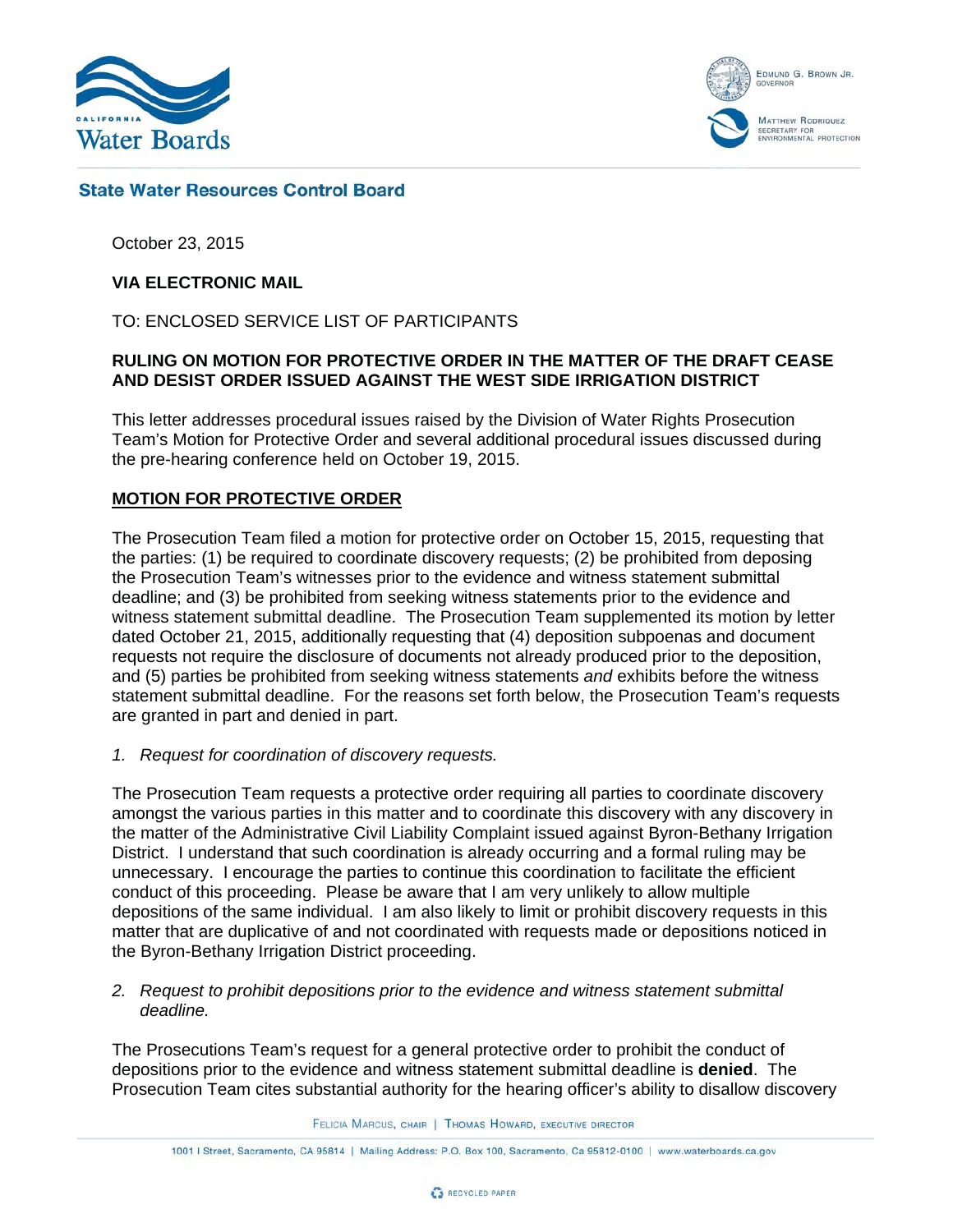# State Water Resources Control Board

October 23, 2015

**VIA ELECTRONIC MAIL**

TO: ENCLOSED SERVICE LIST OF PARTICIPANTS

**RULING ON MOTION FOR PROTECTIVE ORDER IN THE MATTER OF THE DRAFT CEASE AND DESIST ORDER ISSUED AGAINST THE WEST SIDE IRRIGATION DISTRICT**

This letter addresses procedural issues raised by the Division of Water Rights Prosecution Team's Motion for Protective Order and several additional procedural issues discussed during the pre-hearing conference held on October 19, 2015.

## MOTION FOR PROTECTIVE ORDER

The Prosecution Team filed a motion for protective order on October 15, 2015, requesting that the parties: (1) be required to coordinate discovery requests; (2) be prohibited from deposing the Prosecution Team's witnesses prior to the evidence and witness statement submittal deadline; and (3) be prohibited from seeking witness statements prior to the evidence and witness statement submittal deadline. The Prosecution Team supplemented its motion by letter dated October 21, 2015, additionally requesting that (4) deposition subpoenas and document requests not require the disclosure of documents not already produced prior to the deposition, and (5) parties be prohibited from seeking witness statements *and* exhibits before the witness statement submittal deadline. For the reasons set forth below, the Prosecution Team's requests are granted in part and denied in part.

*1. Request for coordination of discovery requests.*

The Prosecution Team requests a protective order requiring all parties to coordinate discovery amongst the various parties in this matter and to coordinate this discovery with any discovery in the matter of the Administrative Civil Liability Complaint issued against Byron-Bethany Irrigation District. I understand that such coordination is already occurring and a formal ruling may be unnecessary. I encourage the parties to continue this coordination to facilitate the efficient conduct of this proceeding. Please be aware that I am very unlikely to allow multiple depositions of the same individual. I am also likely to limit or prohibit discovery requests in this matter that are duplicative of and not coordinated with requests made or depositions noticed in the Byron-Bethany Irrigation District proceeding.

*2. Request to prohibit depositions prior to the evidence and witness statement submittal deadline.*

The Prosecutions Team's request for a general protective order to prohibit the conduct of depositions prior to the evidence and witness statement submittal deadline is **denied**. The Prosecution Team cites substantial authority for the hearing officer's ability to disallow discovery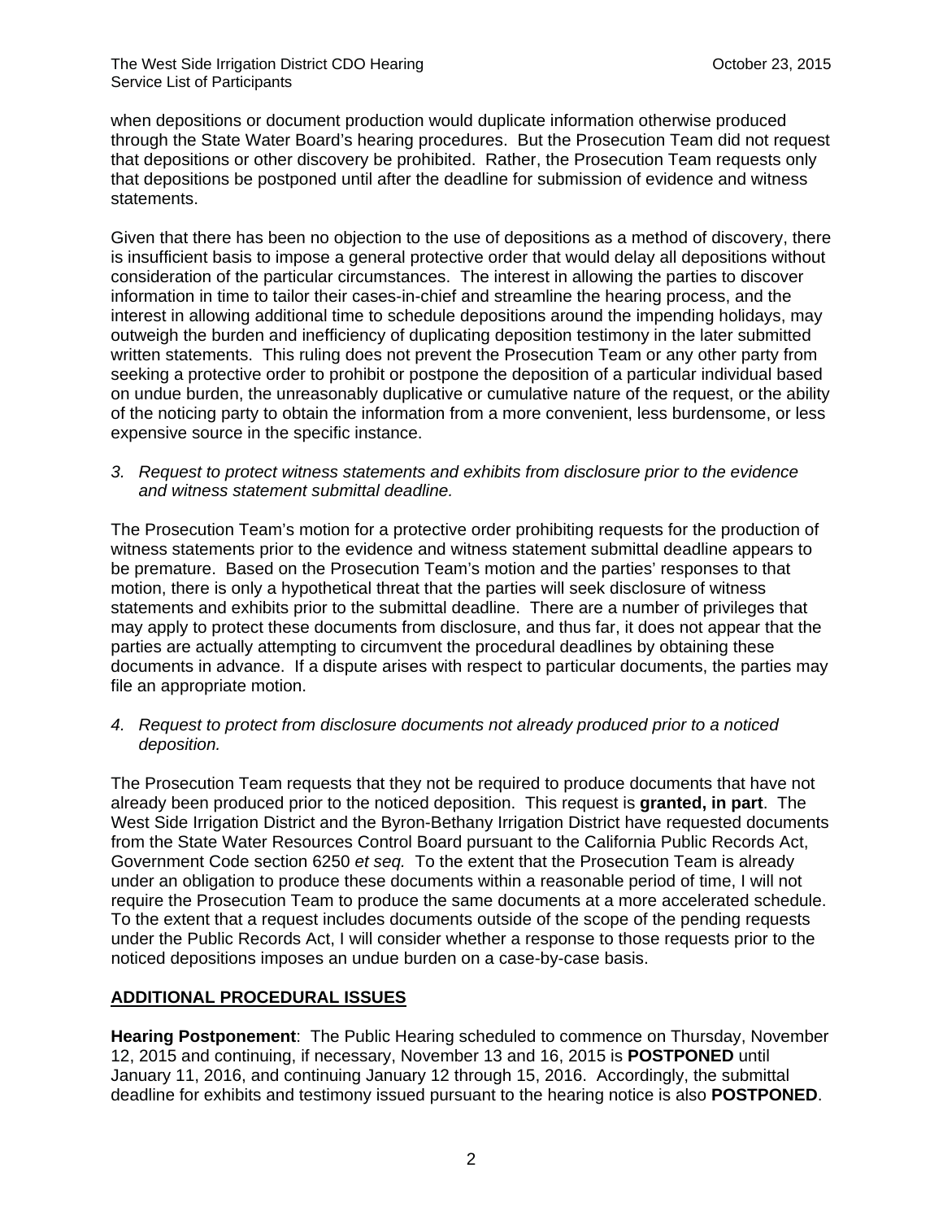when depositions or document production would duplicate information otherwise produced through the State Water Board's hearing procedures. But the Prosecution Team did not request that depositions or other discovery be prohibited. Rather, the Prosecution Team requests only that depositions be postponed until after the deadline for submission of evidence and witness statements.

Given that there has been no objection to the use of depositions as a method of discovery, there is insufficient basis to impose a general protective order that would delay all depositions without consideration of the particular circumstances. The interest in allowing the parties to discover information in time to tailor their cases-in-chief and streamline the hearing process, and the interest in allowing additional time to schedule depositions around the impending holidays, may outweigh the burden and inefficiency of duplicating deposition testimony in the later submitted written statements. This ruling does not prevent the Prosecution Team or any other party from seeking a protective order to prohibit or postpone the deposition of a particular individual based on undue burden, the unreasonably duplicative or cumulative nature of the request, or the ability of the noticing party to obtain the information from a more convenient, less burdensome, or less expensive source in the specific instance.

3. *Request to protect witness statements and exhibits from disclosure prior to the evidence and witness statement submittal deadline.*

The Prosecution Team's motion for a protective order prohibiting requests for the production of witness statements prior to the evidence and witness statement submittal deadline appears to be premature. Based on the Prosecution Team's motion and the parties' responses to that motion, there is only a hypothetical threat that the parties will seek disclosure of witness statements and exhibits prior to the submittal deadline. There are a number of privileges that may apply to protect these documents from disclosure, and thus far, it does not appear that the parties are actually attempting to circumvent the procedural deadlines by obtaining these documents in advance. If a dispute arises with respect to particular documents, the parties may file an appropriate motion.

4. *Request to protect from disclosure documents not already produced prior to a noticed deposition.*

The Prosecution Team requests that they not be required to produce documents that have not already been produced prior to the noticed deposition. This request is **granted, in part**. The West Side Irrigation District and the Byron-Bethany Irrigation District have requested documents from the State Water Resources Control Board pursuant to the California Public Records Act, Government Code section 6250 *et seq.* To the extent that the Prosecution Team is already under an obligation to produce these documents within a reasonable period of time, I will not require the Prosecution Team to produce the same documents at a more accelerated schedule. To the extent that a request includes documents outside of the scope of the pending requests under the Public Records Act, I will consider whether a response to those requests prior to the noticed depositions imposes an undue burden on a case-by-case basis.

## ADDITIONAL PROCEDURAL ISSUES

**Hearing Postponement**: The Public Hearing scheduled to commence on Thursday, November 12, 2015 and continuing, if necessary, November 13 and 16, 2015 is **POSTPONED** until January 11, 2016, and continuing January 12 through 15, 2016. Accordingly, the submittal deadline for exhibits and testimony issued pursuant to the hearing notice is also **POSTPONED**.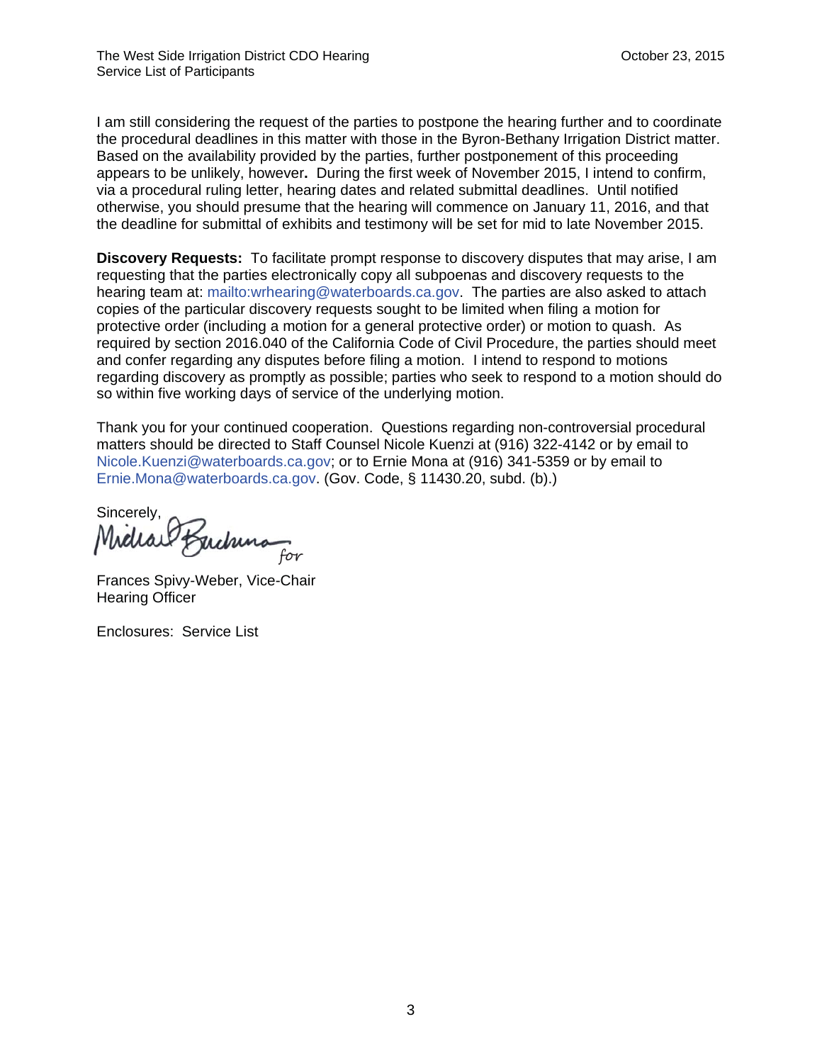I am still considering the request of the parties to postpone the hearing further and to coordinate the procedural deadlines in this matter with those in the Byron-Bethany Irrigation District matter. Based on the availability provided by the parties, further postponement of this proceeding appears to be unlikely, however**.** During the first week of November 2015, I intend to confirm, via a procedural ruling letter, hearing dates and related submittal deadlines. Until notified otherwise, you should presume that the hearing will commence on January 11, 2016, and that the deadline for submittal of exhibits and testimony will be set for mid to late November 2015.

**Discovery Requests:** To facilitate prompt response to discovery disputes that may arise, I am requesting that the parties electronically copy all subpoenas and discovery requests to the hearing team at: mailto:wrhearing@waterboards.ca.gov. The parties are also asked to attach copies of the particular discovery requests sought to be limited when filing a motion for protective order (including a motion for a general protective order) or motion to quash. As required by section 2016.040 of the California Code of Civil Procedure, the parties should meet and confer regarding any disputes before filing a motion. I intend to respond to motions regarding discovery as promptly as possible; parties who seek to respond to a motion should do so within five working days of service of the underlying motion.

Thank you for your continued cooperation. Questions regarding non-controversial procedural matters should be directed to Staff Counsel Nicole Kuenzi at (916) 322-4142 or by email to Nicole.Kuenzi@waterboards.ca.gov; or to Ernie Mona at (916) 341-5359 or by email to Ernie.Mona@waterboards.ca.gov. (Gov. Code, § 11430.20, subd. (b).)

Sincerely,

Michael Buckman for

Frances Spivy-Weber, Vice-Chair
Hearing Officer

Enclosures: Service List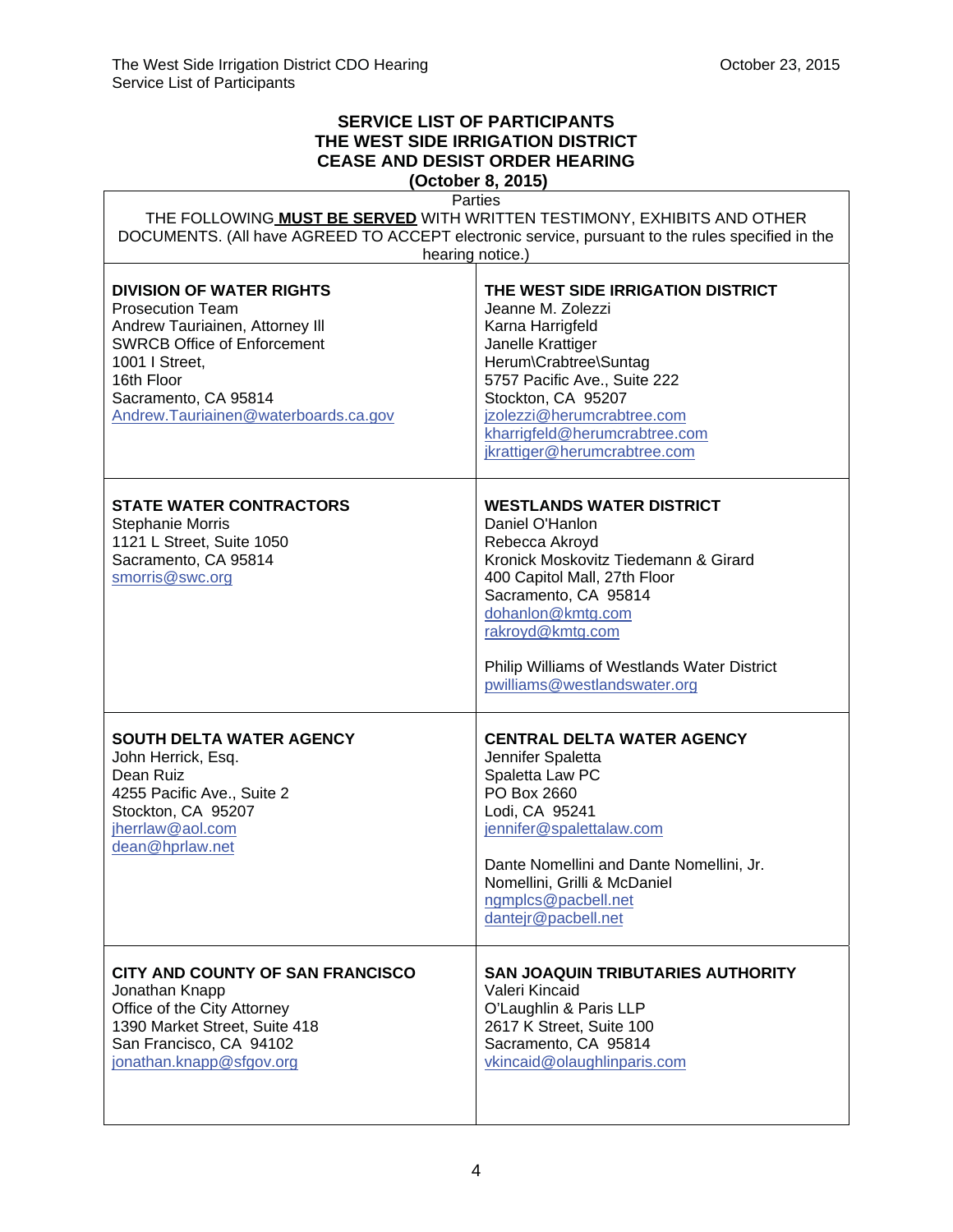**SERVICE LIST OF PARTICIPANTS**
**THE WEST SIDE IRRIGATION DISTRICT**
**CEASE AND DESIST ORDER HEARING**
**(October 8, 2015)**

| Parties<br>THE FOLLOWING **MUST BE SERVED** WITH WRITTEN TESTIMONY, EXHIBITS AND OTHER DOCUMENTS. (All have AGREED TO ACCEPT electronic service, pursuant to the rules specified in the hearing notice.) | |
|---|---|
| **DIVISION OF WATER RIGHTS**<br>Prosecution Team<br>Andrew Tauriainen, Attorney III<br>SWRCB Office of Enforcement<br>1001 I Street,<br>16th Floor<br>Sacramento, CA 95814<br>Andrew.Tauriainen@waterboards.ca.gov | **THE WEST SIDE IRRIGATION DISTRICT**<br>Jeanne M. Zolezzi<br>Karna Harrigfeld<br>Janelle Krattiger<br>Herum\Crabtree\Suntag<br>5757 Pacific Ave., Suite 222<br>Stockton, CA 95207<br>jzolezzi@herumcrabtree.com<br>kharrigfeld@herumcrabtree.com<br>jkrattiger@herumcrabtree.com |
| **STATE WATER CONTRACTORS**<br>Stephanie Morris<br>1121 L Street, Suite 1050<br>Sacramento, CA 95814<br>smorris@swc.org | **WESTLANDS WATER DISTRICT**<br>Daniel O'Hanlon<br>Rebecca Akroyd<br>Kronick Moskovitz Tiedemann & Girard<br>400 Capitol Mall, 27th Floor<br>Sacramento, CA 95814<br>dohanlon@kmtg.com<br>rakroyd@kmtg.com<br><br>Philip Williams of Westlands Water District<br>pwilliams@westlandswater.org |
| **SOUTH DELTA WATER AGENCY**<br>John Herrick, Esq.<br>Dean Ruiz<br>4255 Pacific Ave., Suite 2<br>Stockton, CA 95207<br>jherrlaw@aol.com<br>dean@hprlaw.net | **CENTRAL DELTA WATER AGENCY**<br>Jennifer Spaletta<br>Spaletta Law PC<br>PO Box 2660<br>Lodi, CA 95241<br>jennifer@spalettalaw.com<br><br>Dante Nomellini and Dante Nomellini, Jr.<br>Nomellini, Grilli & McDaniel<br>ngmplcs@pacbell.net<br>dantejr@pacbell.net |
| **CITY AND COUNTY OF SAN FRANCISCO**<br>Jonathan Knapp<br>Office of the City Attorney<br>1390 Market Street, Suite 418<br>San Francisco, CA 94102<br>jonathan.knapp@sfgov.org | **SAN JOAQUIN TRIBUTARIES AUTHORITY**<br>Valeri Kincaid<br>O'Laughlin & Paris LLP<br>2617 K Street, Suite 100<br>Sacramento, CA 95814<br>vkincaid@olaughlinparis.com |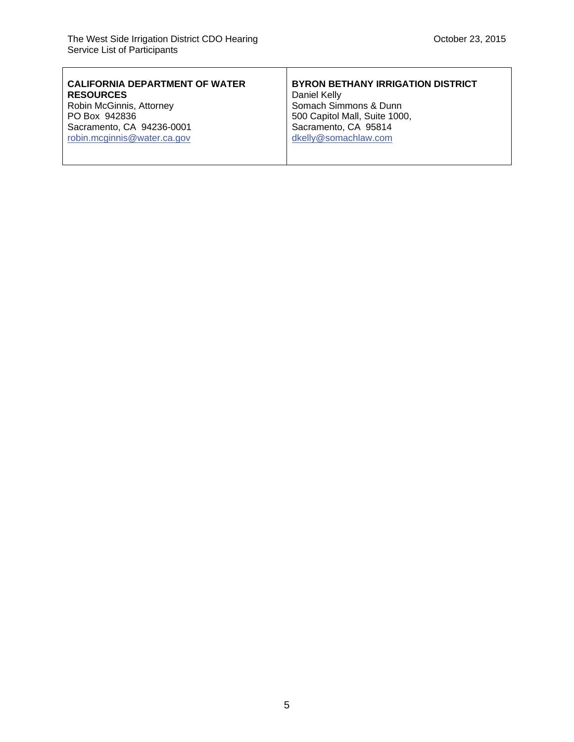| | |
|---|---|
| **CALIFORNIA DEPARTMENT OF WATER RESOURCES**<br>Robin McGinnis, Attorney<br>PO Box 942836<br>Sacramento, CA 94236-0001<br>robin.mcginnis@water.ca.gov | **BYRON BETHANY IRRIGATION DISTRICT**<br>Daniel Kelly<br>Somach Simmons & Dunn<br>500 Capitol Mall, Suite 1000,<br>Sacramento, CA 95814<br>dkelly@somachlaw.com |